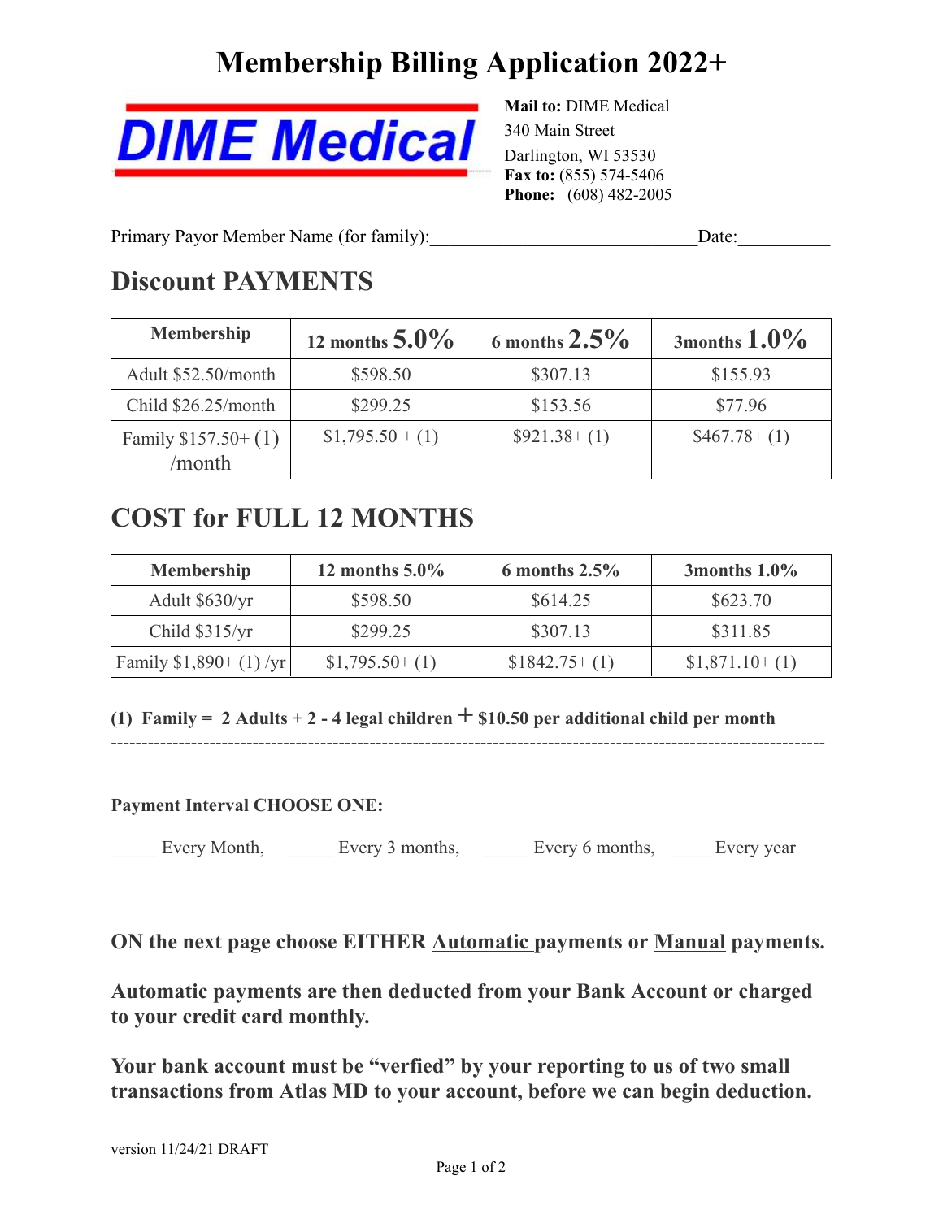# Membership Billing Application 2022+

DIME Medical

**Mail to:** DIME Medical
340 Main Street
Darlington, WI 53530
**Fax to:** (855) 574-5406
**Phone:** (608) 482-2005

Primary Payor Member Name (for family):____________________________Date:__________

## Discount PAYMENTS

| Membership | 12 months 5.0% | 6 months 2.5% | 3months 1.0% |
|---|---|---|---|
| Adult $52.50/month | $598.50 | $307.13 | $155.93 |
| Child $26.25/month | $299.25 | $153.56 | $77.96 |
| Family $157.50+ (1) /month | $1,795.50 + (1) | $921.38+ (1) | $467.78+ (1) |

## COST for FULL 12 MONTHS

| Membership | 12 months 5.0% | 6 months 2.5% | 3months 1.0% |
|---|---|---|---|
| Adult $630/yr | $598.50 | $614.25 | $623.70 |
| Child $315/yr | $299.25 | $307.13 | $311.85 |
| Family $1,890+ (1) /yr | $1,795.50+ (1) | $1842.75+ (1) | $1,871.10+ (1) |

**(1) Family = 2 Adults + 2 - 4 legal children + $10.50 per additional child per month**

---

**Payment Interval CHOOSE ONE:**

_____ Every Month, _____ Every 3 months, _____ Every 6 months, ____ Every year

**ON the next page choose EITHER <u>Automatic</u> payments or <u>Manual</u> payments.**

**Automatic payments are then deducted from your Bank Account or charged to your credit card monthly.**

**Your bank account must be "verfied" by your reporting to us of two small transactions from Atlas MD to your account, before we can begin deduction.**

version 11/24/21 DRAFT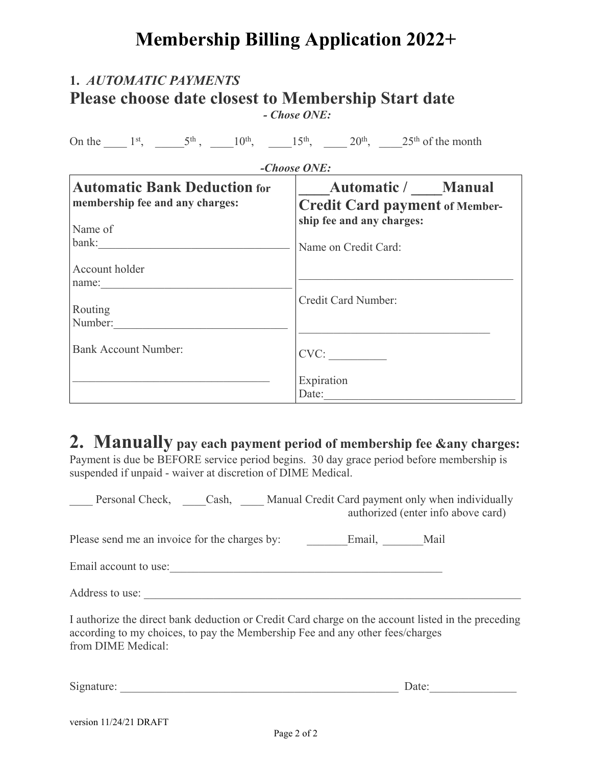# Membership Billing Application 2022+

## 1. *AUTOMATIC PAYMENTS*

## Please choose date closest to Membership Start date

***- Chose ONE:***

On the ____ 1st, _____5th , ____10th, ____15th, ____ 20th, ____25th of the month

***-Choose ONE:***

| | |
|---|---|
| **Automatic Bank Deduction for membership fee and any charges:** | **____Automatic / ____Manual Credit Card payment of Membership fee and any charges:** |
| Name of bank:________________________________ | Name on Credit Card: ____________________________________ |
| Account holder name:________________________________ | Credit Card Number: ________________________________ |
| Routing Number:_____________________________ | CVC: __________ |
| Bank Account Number: _________________________________ | Expiration Date:________________________________ |

## 2. Manually pay each payment period of membership fee &any charges:

Payment is due be BEFORE service period begins. 30 day grace period before membership is suspended if unpaid - waiver at discretion of DIME Medical.

____ Personal Check, ____Cash, ____ Manual Credit Card payment only when individually authorized (enter info above card)

Please send me an invoice for the charges by: _______Email, _______Mail

Email account to use:_______________________________________________

Address to use: ____________________________________________________________________

I authorize the direct bank deduction or Credit Card charge on the account listed in the preceding according to my choices, to pay the Membership Fee and any other fees/charges from DIME Medical:

Signature: _________________________________________________ Date:_______________

version 11/24/21 DRAFT